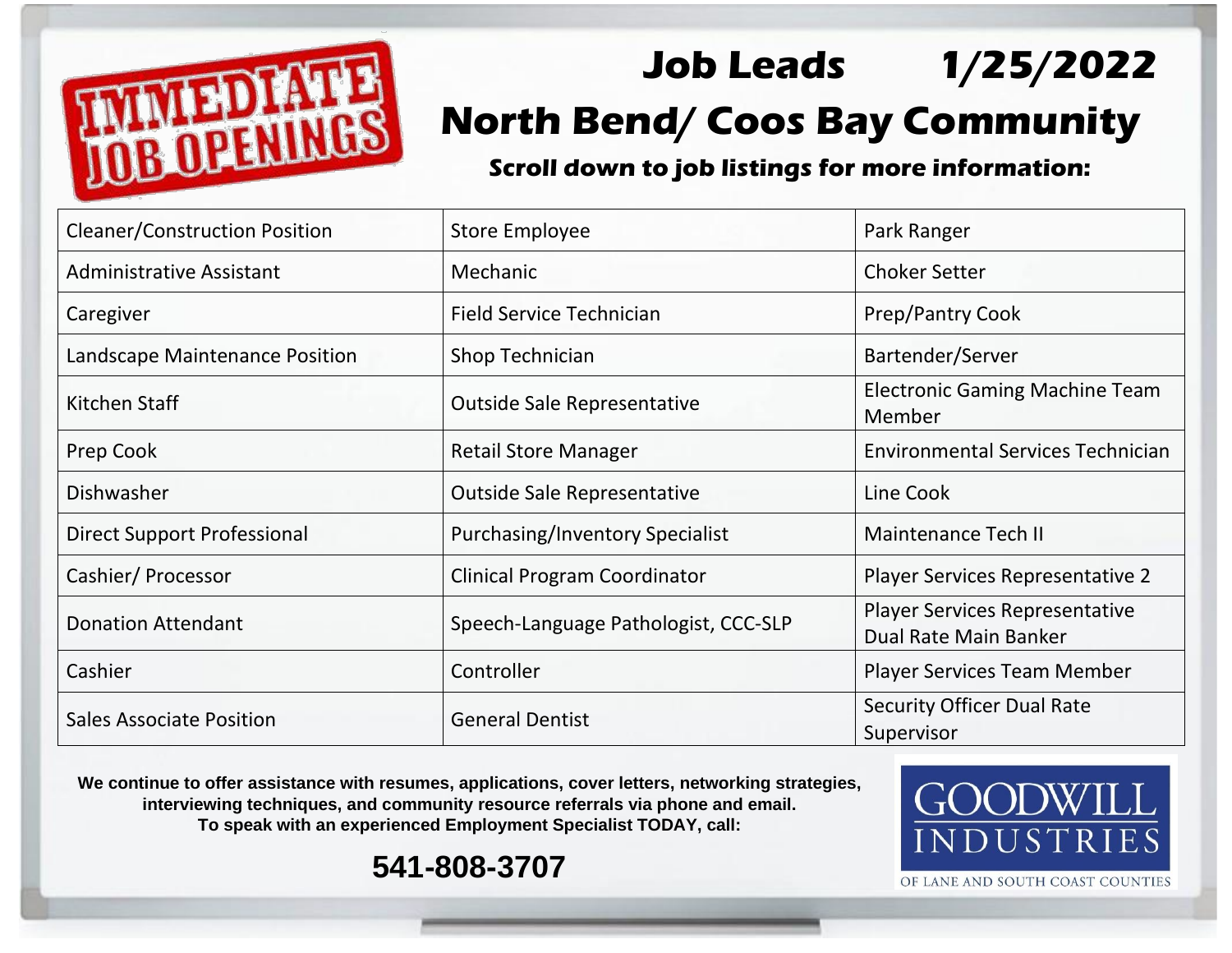IMMEDIATE JOB OPENINGS

# Job Leads 1/25/2022

# North Bend/ Coos Bay Community

**Scroll down to job listings for more information:**

| | | |
|---|---|---|
| Cleaner/Construction Position | Store Employee | Park Ranger |
| Administrative Assistant | Mechanic | Choker Setter |
| Caregiver | Field Service Technician | Prep/Pantry Cook |
| Landscape Maintenance Position | Shop Technician | Bartender/Server |
| Kitchen Staff | Outside Sale Representative | Electronic Gaming Machine Team Member |
| Prep Cook | Retail Store Manager | Environmental Services Technician |
| Dishwasher | Outside Sale Representative | Line Cook |
| Direct Support Professional | Purchasing/Inventory Specialist | Maintenance Tech II |
| Cashier/ Processor | Clinical Program Coordinator | Player Services Representative 2 |
| Donation Attendant | Speech-Language Pathologist, CCC-SLP | Player Services Representative Dual Rate Main Banker |
| Cashier | Controller | Player Services Team Member |
| Sales Associate Position | General Dentist | Security Officer Dual Rate Supervisor |

**We continue to offer assistance with resumes, applications, cover letters, networking strategies, interviewing techniques, and community resource referrals via phone and email. To speak with an experienced Employment Specialist TODAY, call:**

**541-808-3707**

GOODWILL INDUSTRIES OF LANE AND SOUTH COAST COUNTIES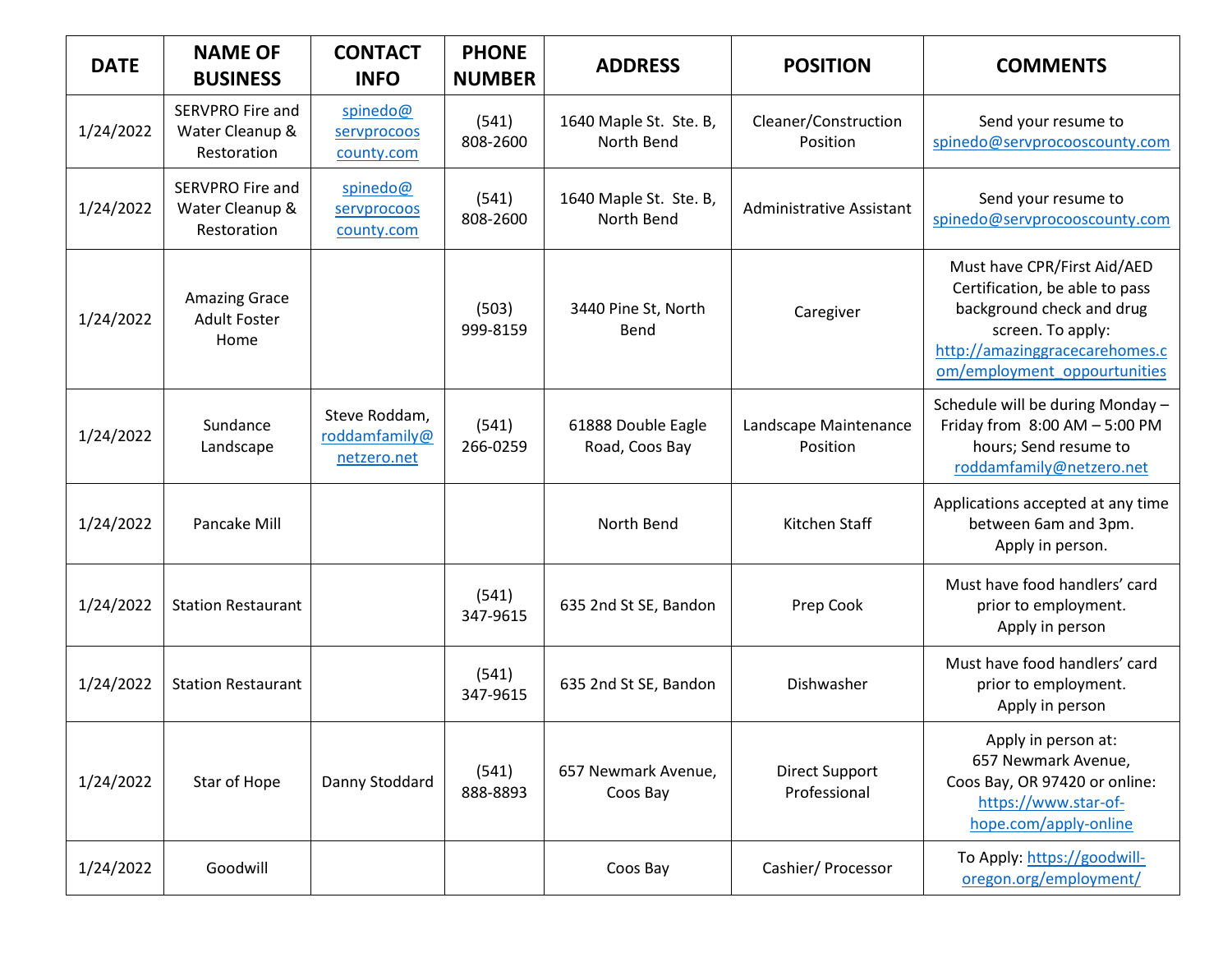| DATE | NAME OF BUSINESS | CONTACT INFO | PHONE NUMBER | ADDRESS | POSITION | COMMENTS |
|---|---|---|---|---|---|---|
| 1/24/2022 | SERVPRO Fire and Water Cleanup & Restoration | spinedo@servprocooscounty.com | (541) 808-2600 | 1640 Maple St. Ste. B, North Bend | Cleaner/Construction Position | Send your resume to spinedo@servprocooscounty.com |
| 1/24/2022 | SERVPRO Fire and Water Cleanup & Restoration | spinedo@servprocooscounty.com | (541) 808-2600 | 1640 Maple St. Ste. B, North Bend | Administrative Assistant | Send your resume to spinedo@servprocooscounty.com |
| 1/24/2022 | Amazing Grace Adult Foster Home | | (503) 999-8159 | 3440 Pine St, North Bend | Caregiver | Must have CPR/First Aid/AED Certification, be able to pass background check and drug screen. To apply: http://amazinggracecarehomes.com/employment_oppourtunities |
| 1/24/2022 | Sundance Landscape | Steve Roddam, roddamfamily@netzero.net | (541) 266-0259 | 61888 Double Eagle Road, Coos Bay | Landscape Maintenance Position | Schedule will be during Monday – Friday from 8:00 AM – 5:00 PM hours; Send resume to roddamfamily@netzero.net |
| 1/24/2022 | Pancake Mill | | | North Bend | Kitchen Staff | Applications accepted at any time between 6am and 3pm. Apply in person. |
| 1/24/2022 | Station Restaurant | | (541) 347-9615 | 635 2nd St SE, Bandon | Prep Cook | Must have food handlers' card prior to employment. Apply in person |
| 1/24/2022 | Station Restaurant | | (541) 347-9615 | 635 2nd St SE, Bandon | Dishwasher | Must have food handlers' card prior to employment. Apply in person |
| 1/24/2022 | Star of Hope | Danny Stoddard | (541) 888-8893 | 657 Newmark Avenue, Coos Bay | Direct Support Professional | Apply in person at: 657 Newmark Avenue, Coos Bay, OR 97420 or online: https://www.star-of-hope.com/apply-online |
| 1/24/2022 | Goodwill | | | Coos Bay | Cashier/ Processor | To Apply: https://goodwill-oregon.org/employment/ |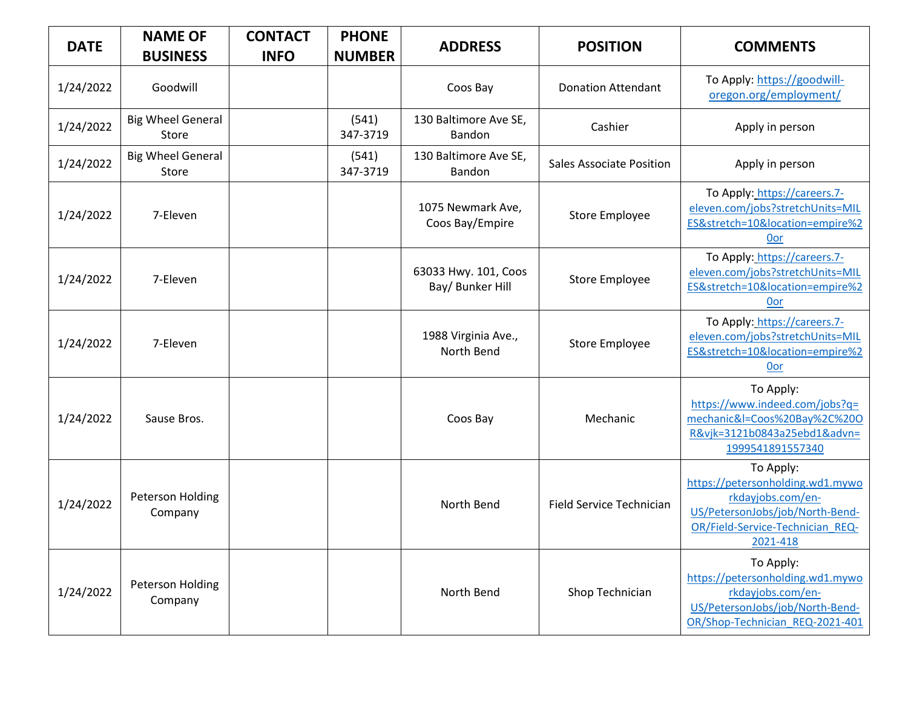| DATE | NAME OF BUSINESS | CONTACT INFO | PHONE NUMBER | ADDRESS | POSITION | COMMENTS |
|---|---|---|---|---|---|---|
| 1/24/2022 | Goodwill | | | Coos Bay | Donation Attendant | To Apply: https://goodwill-oregon.org/employment/ |
| 1/24/2022 | Big Wheel General Store | | (541) 347-3719 | 130 Baltimore Ave SE, Bandon | Cashier | Apply in person |
| 1/24/2022 | Big Wheel General Store | | (541) 347-3719 | 130 Baltimore Ave SE, Bandon | Sales Associate Position | Apply in person |
| 1/24/2022 | 7-Eleven | | | 1075 Newmark Ave, Coos Bay/Empire | Store Employee | To Apply: https://careers.7-eleven.com/jobs?stretchUnits=MILES&stretch=10&location=empire%20or |
| 1/24/2022 | 7-Eleven | | | 63033 Hwy. 101, Coos Bay/ Bunker Hill | Store Employee | To Apply: https://careers.7-eleven.com/jobs?stretchUnits=MILES&stretch=10&location=empire%20or |
| 1/24/2022 | 7-Eleven | | | 1988 Virginia Ave., North Bend | Store Employee | To Apply: https://careers.7-eleven.com/jobs?stretchUnits=MILES&stretch=10&location=empire%20or |
| 1/24/2022 | Sause Bros. | | | Coos Bay | Mechanic | To Apply: https://www.indeed.com/jobs?q=mechanic&l=Coos%20Bay%2C%20OR&vjk=3121b0843a25ebd1&advn=1999541891557340 |
| 1/24/2022 | Peterson Holding Company | | | North Bend | Field Service Technician | To Apply: https://petersonholding.wd1.myworkdayjobs.com/en-US/PetersonJobs/job/North-Bend-OR/Field-Service-Technician_REQ-2021-418 |
| 1/24/2022 | Peterson Holding Company | | | North Bend | Shop Technician | To Apply: https://petersonholding.wd1.myworkdayjobs.com/en-US/PetersonJobs/job/North-Bend-OR/Shop-Technician_REQ-2021-401 |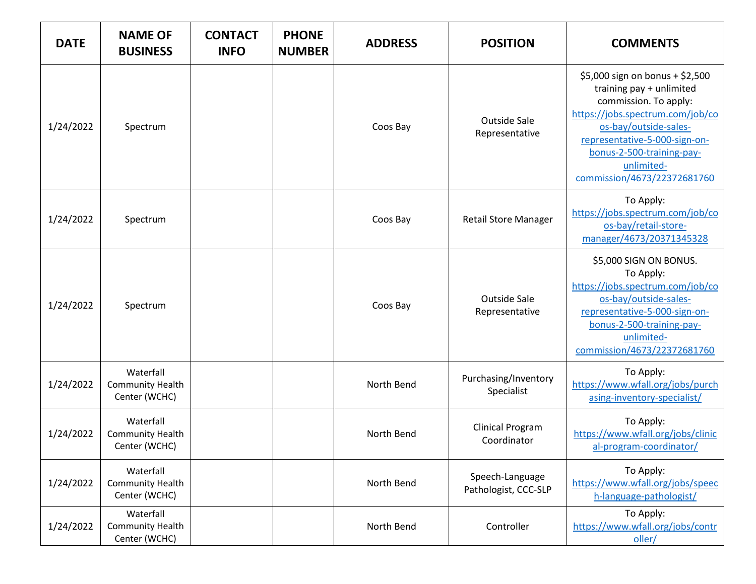| DATE | NAME OF BUSINESS | CONTACT INFO | PHONE NUMBER | ADDRESS | POSITION | COMMENTS |
|---|---|---|---|---|---|---|
| 1/24/2022 | Spectrum | | | Coos Bay | Outside Sale Representative | $5,000 sign on bonus + $2,500 training pay + unlimited commission. To apply: https://jobs.spectrum.com/job/coos-bay/outside-sales-representative-5-000-sign-on-bonus-2-500-training-pay-unlimited-commission/4673/22372681760 |
| 1/24/2022 | Spectrum | | | Coos Bay | Retail Store Manager | To Apply: https://jobs.spectrum.com/job/coos-bay/retail-store-manager/4673/20371345328 |
| 1/24/2022 | Spectrum | | | Coos Bay | Outside Sale Representative | $5,000 SIGN ON BONUS. To Apply: https://jobs.spectrum.com/job/coos-bay/outside-sales-representative-5-000-sign-on-bonus-2-500-training-pay-unlimited-commission/4673/22372681760 |
| 1/24/2022 | Waterfall Community Health Center (WCHC) | | | North Bend | Purchasing/Inventory Specialist | To Apply: https://www.wfall.org/jobs/purchasing-inventory-specialist/ |
| 1/24/2022 | Waterfall Community Health Center (WCHC) | | | North Bend | Clinical Program Coordinator | To Apply: https://www.wfall.org/jobs/clinical-program-coordinator/ |
| 1/24/2022 | Waterfall Community Health Center (WCHC) | | | North Bend | Speech-Language Pathologist, CCC-SLP | To Apply: https://www.wfall.org/jobs/speech-language-pathologist/ |
| 1/24/2022 | Waterfall Community Health Center (WCHC) | | | North Bend | Controller | To Apply: https://www.wfall.org/jobs/controller/ |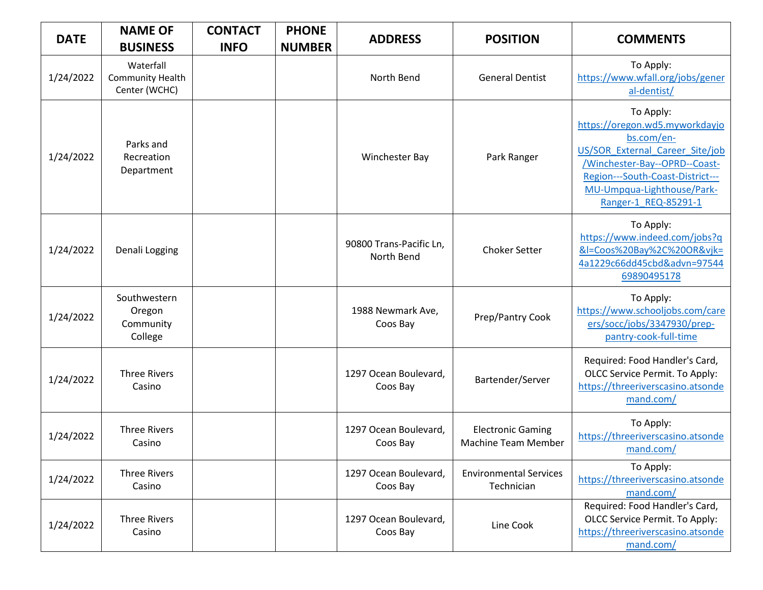| DATE | NAME OF BUSINESS | CONTACT INFO | PHONE NUMBER | ADDRESS | POSITION | COMMENTS |
|---|---|---|---|---|---|---|
| 1/24/2022 | Waterfall Community Health Center (WCHC) | | | North Bend | General Dentist | To Apply: https://www.wfall.org/jobs/general-dentist/ |
| 1/24/2022 | Parks and Recreation Department | | | Winchester Bay | Park Ranger | To Apply: https://oregon.wd5.myworkdayjobs.com/en-US/SOR_External_Career_Site/job/Winchester-Bay--OPRD--Coast-Region---South-Coast-District---MU-Umpqua-Lighthouse/Park-Ranger-1_REQ-85291-1 |
| 1/24/2022 | Denali Logging | | | 90800 Trans-Pacific Ln, North Bend | Choker Setter | To Apply: https://www.indeed.com/jobs?q&l=Coos%20Bay%2C%20OR&vjk=4a1229c66dd45cbd&advn=9754469890495178 |
| 1/24/2022 | Southwestern Oregon Community College | | | 1988 Newmark Ave, Coos Bay | Prep/Pantry Cook | To Apply: https://www.schooljobs.com/careers/socc/jobs/3347930/prep-pantry-cook-full-time |
| 1/24/2022 | Three Rivers Casino | | | 1297 Ocean Boulevard, Coos Bay | Bartender/Server | Required: Food Handler's Card, OLCC Service Permit. To Apply: https://threeriverscasino.atsondemand.com/ |
| 1/24/2022 | Three Rivers Casino | | | 1297 Ocean Boulevard, Coos Bay | Electronic Gaming Machine Team Member | To Apply: https://threeriverscasino.atsondemand.com/ |
| 1/24/2022 | Three Rivers Casino | | | 1297 Ocean Boulevard, Coos Bay | Environmental Services Technician | To Apply: https://threeriverscasino.atsondemand.com/ |
| 1/24/2022 | Three Rivers Casino | | | 1297 Ocean Boulevard, Coos Bay | Line Cook | Required: Food Handler's Card, OLCC Service Permit. To Apply: https://threeriverscasino.atsondemand.com/ |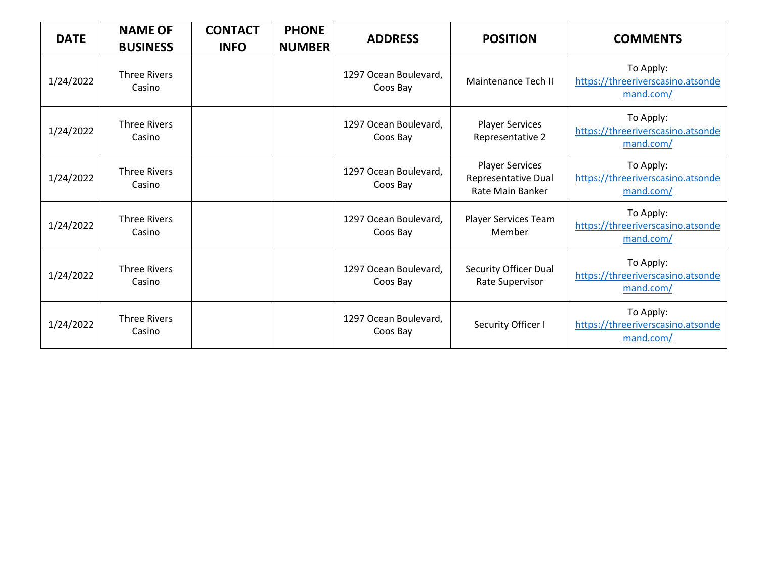| DATE | NAME OF BUSINESS | CONTACT INFO | PHONE NUMBER | ADDRESS | POSITION | COMMENTS |
|---|---|---|---|---|---|---|
| 1/24/2022 | Three Rivers Casino | | | 1297 Ocean Boulevard, Coos Bay | Maintenance Tech II | To Apply: https://threeriverscasino.atsondemand.com/ |
| 1/24/2022 | Three Rivers Casino | | | 1297 Ocean Boulevard, Coos Bay | Player Services Representative 2 | To Apply: https://threeriverscasino.atsondemand.com/ |
| 1/24/2022 | Three Rivers Casino | | | 1297 Ocean Boulevard, Coos Bay | Player Services Representative Dual Rate Main Banker | To Apply: https://threeriverscasino.atsondemand.com/ |
| 1/24/2022 | Three Rivers Casino | | | 1297 Ocean Boulevard, Coos Bay | Player Services Team Member | To Apply: https://threeriverscasino.atsondemand.com/ |
| 1/24/2022 | Three Rivers Casino | | | 1297 Ocean Boulevard, Coos Bay | Security Officer Dual Rate Supervisor | To Apply: https://threeriverscasino.atsondemand.com/ |
| 1/24/2022 | Three Rivers Casino | | | 1297 Ocean Boulevard, Coos Bay | Security Officer I | To Apply: https://threeriverscasino.atsondemand.com/ |